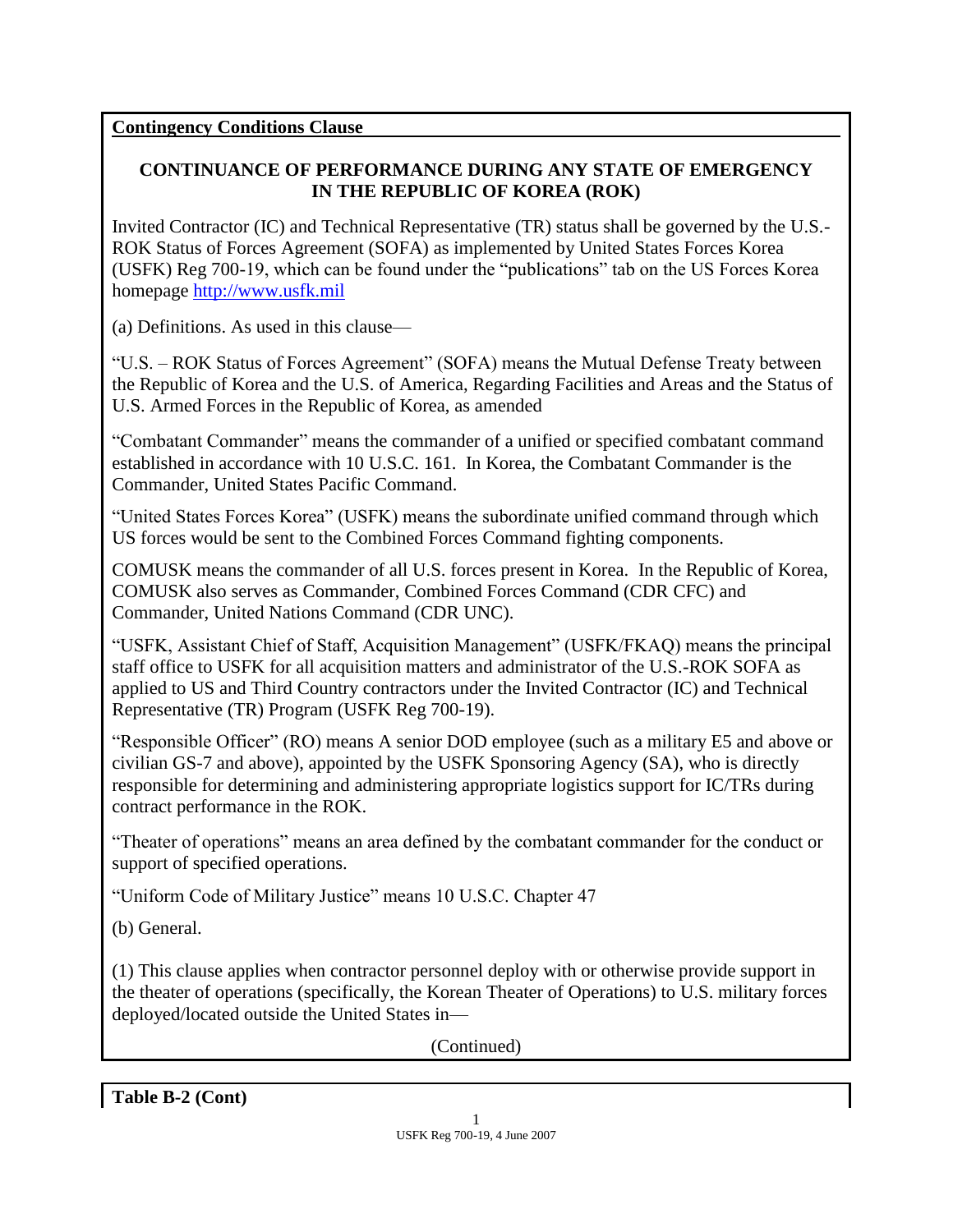**Contingency Conditions Clause**

## CONTINUANCE OF PERFORMANCE DURING ANY STATE OF EMERGENCY IN THE REPUBLIC OF KOREA (ROK)

Invited Contractor (IC) and Technical Representative (TR) status shall be governed by the U.S.-ROK Status of Forces Agreement (SOFA) as implemented by United States Forces Korea (USFK) Reg 700-19, which can be found under the "publications" tab on the US Forces Korea homepage [http://www.usfk.mil](http://www.usfk.mil)

(a) Definitions. As used in this clause—

"U.S. – ROK Status of Forces Agreement" (SOFA) means the Mutual Defense Treaty between the Republic of Korea and the U.S. of America, Regarding Facilities and Areas and the Status of U.S. Armed Forces in the Republic of Korea, as amended

"Combatant Commander" means the commander of a unified or specified combatant command established in accordance with 10 U.S.C. 161. In Korea, the Combatant Commander is the Commander, United States Pacific Command.

"United States Forces Korea" (USFK) means the subordinate unified command through which US forces would be sent to the Combined Forces Command fighting components.

COMUSK means the commander of all U.S. forces present in Korea. In the Republic of Korea, COMUSK also serves as Commander, Combined Forces Command (CDR CFC) and Commander, United Nations Command (CDR UNC).

"USFK, Assistant Chief of Staff, Acquisition Management" (USFK/FKAQ) means the principal staff office to USFK for all acquisition matters and administrator of the U.S.-ROK SOFA as applied to US and Third Country contractors under the Invited Contractor (IC) and Technical Representative (TR) Program (USFK Reg 700-19).

"Responsible Officer" (RO) means A senior DOD employee (such as a military E5 and above or civilian GS-7 and above), appointed by the USFK Sponsoring Agency (SA), who is directly responsible for determining and administering appropriate logistics support for IC/TRs during contract performance in the ROK.

"Theater of operations" means an area defined by the combatant commander for the conduct or support of specified operations.

"Uniform Code of Military Justice" means 10 U.S.C. Chapter 47

(b) General.

(1) This clause applies when contractor personnel deploy with or otherwise provide support in the theater of operations (specifically, the Korean Theater of Operations) to U.S. military forces deployed/located outside the United States in—

(Continued)

**Table B-2 (Cont)**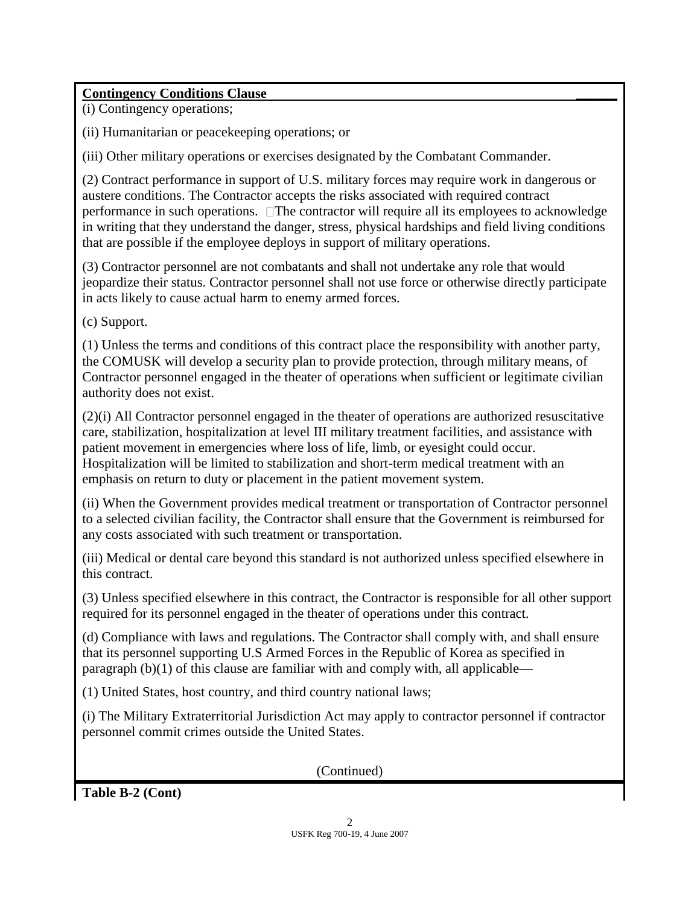**Contingency Conditions Clause**

(i) Contingency operations;

(ii) Humanitarian or peacekeeping operations; or

(iii) Other military operations or exercises designated by the Combatant Commander.

(2) Contract performance in support of U.S. military forces may require work in dangerous or austere conditions. The Contractor accepts the risks associated with required contract performance in such operations. The contractor will require all its employees to acknowledge in writing that they understand the danger, stress, physical hardships and field living conditions that are possible if the employee deploys in support of military operations.

(3) Contractor personnel are not combatants and shall not undertake any role that would jeopardize their status. Contractor personnel shall not use force or otherwise directly participate in acts likely to cause actual harm to enemy armed forces.

(c) Support.

(1) Unless the terms and conditions of this contract place the responsibility with another party, the COMUSK will develop a security plan to provide protection, through military means, of Contractor personnel engaged in the theater of operations when sufficient or legitimate civilian authority does not exist.

(2)(i) All Contractor personnel engaged in the theater of operations are authorized resuscitative care, stabilization, hospitalization at level III military treatment facilities, and assistance with patient movement in emergencies where loss of life, limb, or eyesight could occur. Hospitalization will be limited to stabilization and short-term medical treatment with an emphasis on return to duty or placement in the patient movement system.

(ii) When the Government provides medical treatment or transportation of Contractor personnel to a selected civilian facility, the Contractor shall ensure that the Government is reimbursed for any costs associated with such treatment or transportation.

(iii) Medical or dental care beyond this standard is not authorized unless specified elsewhere in this contract.

(3) Unless specified elsewhere in this contract, the Contractor is responsible for all other support required for its personnel engaged in the theater of operations under this contract.

(d) Compliance with laws and regulations. The Contractor shall comply with, and shall ensure that its personnel supporting U.S Armed Forces in the Republic of Korea as specified in paragraph (b)(1) of this clause are familiar with and comply with, all applicable—

(1) United States, host country, and third country national laws;

(i) The Military Extraterritorial Jurisdiction Act may apply to contractor personnel if contractor personnel commit crimes outside the United States.

(Continued)

**Table B-2 (Cont)**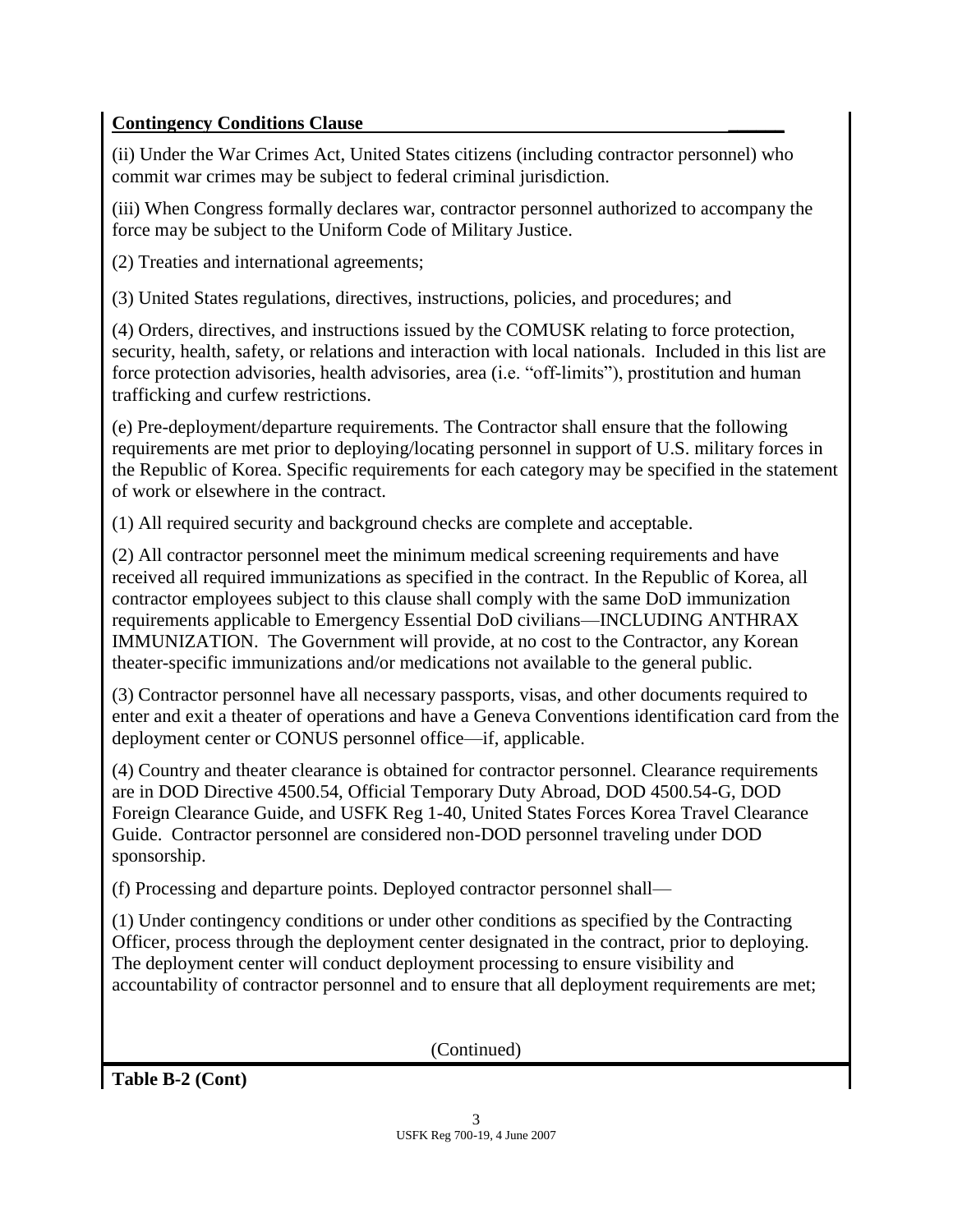**Contingency Conditions Clause**

(ii) Under the War Crimes Act, United States citizens (including contractor personnel) who commit war crimes may be subject to federal criminal jurisdiction.

(iii) When Congress formally declares war, contractor personnel authorized to accompany the force may be subject to the Uniform Code of Military Justice.

(2) Treaties and international agreements;

(3) United States regulations, directives, instructions, policies, and procedures; and

(4) Orders, directives, and instructions issued by the COMUSK relating to force protection, security, health, safety, or relations and interaction with local nationals. Included in this list are force protection advisories, health advisories, area (i.e. "off-limits"), prostitution and human trafficking and curfew restrictions.

(e) Pre-deployment/departure requirements. The Contractor shall ensure that the following requirements are met prior to deploying/locating personnel in support of U.S. military forces in the Republic of Korea. Specific requirements for each category may be specified in the statement of work or elsewhere in the contract.

(1) All required security and background checks are complete and acceptable.

(2) All contractor personnel meet the minimum medical screening requirements and have received all required immunizations as specified in the contract. In the Republic of Korea, all contractor employees subject to this clause shall comply with the same DoD immunization requirements applicable to Emergency Essential DoD civilians—INCLUDING ANTHRAX IMMUNIZATION. The Government will provide, at no cost to the Contractor, any Korean theater-specific immunizations and/or medications not available to the general public.

(3) Contractor personnel have all necessary passports, visas, and other documents required to enter and exit a theater of operations and have a Geneva Conventions identification card from the deployment center or CONUS personnel office—if, applicable.

(4) Country and theater clearance is obtained for contractor personnel. Clearance requirements are in DOD Directive 4500.54, Official Temporary Duty Abroad, DOD 4500.54-G, DOD Foreign Clearance Guide, and USFK Reg 1-40, United States Forces Korea Travel Clearance Guide. Contractor personnel are considered non-DOD personnel traveling under DOD sponsorship.

(f) Processing and departure points. Deployed contractor personnel shall—

(1) Under contingency conditions or under other conditions as specified by the Contracting Officer, process through the deployment center designated in the contract, prior to deploying. The deployment center will conduct deployment processing to ensure visibility and accountability of contractor personnel and to ensure that all deployment requirements are met;

(Continued)

**Table B-2 (Cont)**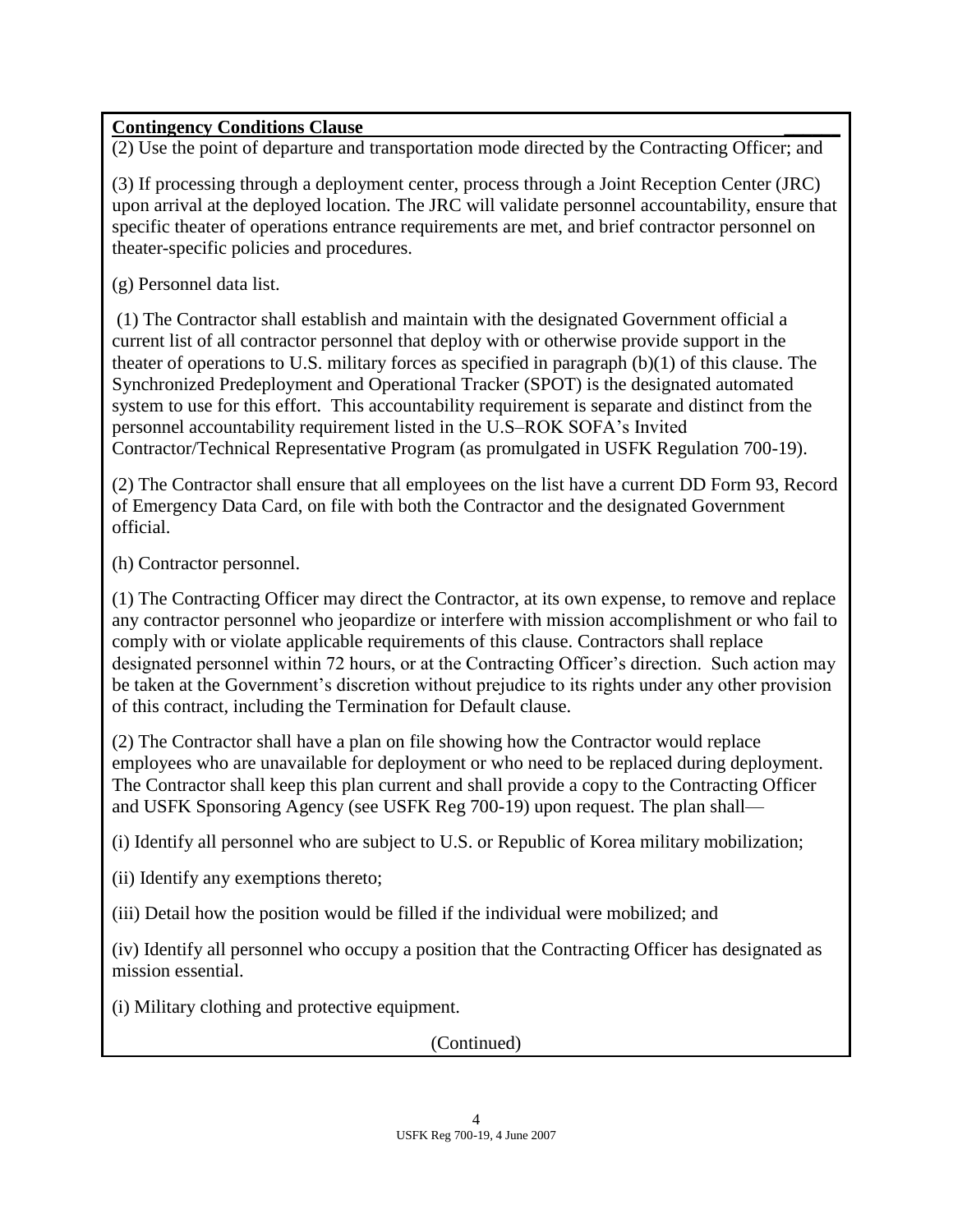**Contingency Conditions Clause**

(2) Use the point of departure and transportation mode directed by the Contracting Officer; and

(3) If processing through a deployment center, process through a Joint Reception Center (JRC) upon arrival at the deployed location. The JRC will validate personnel accountability, ensure that specific theater of operations entrance requirements are met, and brief contractor personnel on theater-specific policies and procedures.

(g) Personnel data list.

(1) The Contractor shall establish and maintain with the designated Government official a current list of all contractor personnel that deploy with or otherwise provide support in the theater of operations to U.S. military forces as specified in paragraph (b)(1) of this clause. The Synchronized Predeployment and Operational Tracker (SPOT) is the designated automated system to use for this effort. This accountability requirement is separate and distinct from the personnel accountability requirement listed in the U.S–ROK SOFA's Invited Contractor/Technical Representative Program (as promulgated in USFK Regulation 700-19).

(2) The Contractor shall ensure that all employees on the list have a current DD Form 93, Record of Emergency Data Card, on file with both the Contractor and the designated Government official.

(h) Contractor personnel.

(1) The Contracting Officer may direct the Contractor, at its own expense, to remove and replace any contractor personnel who jeopardize or interfere with mission accomplishment or who fail to comply with or violate applicable requirements of this clause. Contractors shall replace designated personnel within 72 hours, or at the Contracting Officer's direction. Such action may be taken at the Government's discretion without prejudice to its rights under any other provision of this contract, including the Termination for Default clause.

(2) The Contractor shall have a plan on file showing how the Contractor would replace employees who are unavailable for deployment or who need to be replaced during deployment. The Contractor shall keep this plan current and shall provide a copy to the Contracting Officer and USFK Sponsoring Agency (see USFK Reg 700-19) upon request. The plan shall—

(i) Identify all personnel who are subject to U.S. or Republic of Korea military mobilization;

(ii) Identify any exemptions thereto;

(iii) Detail how the position would be filled if the individual were mobilized; and

(iv) Identify all personnel who occupy a position that the Contracting Officer has designated as mission essential.

(i) Military clothing and protective equipment.

(Continued)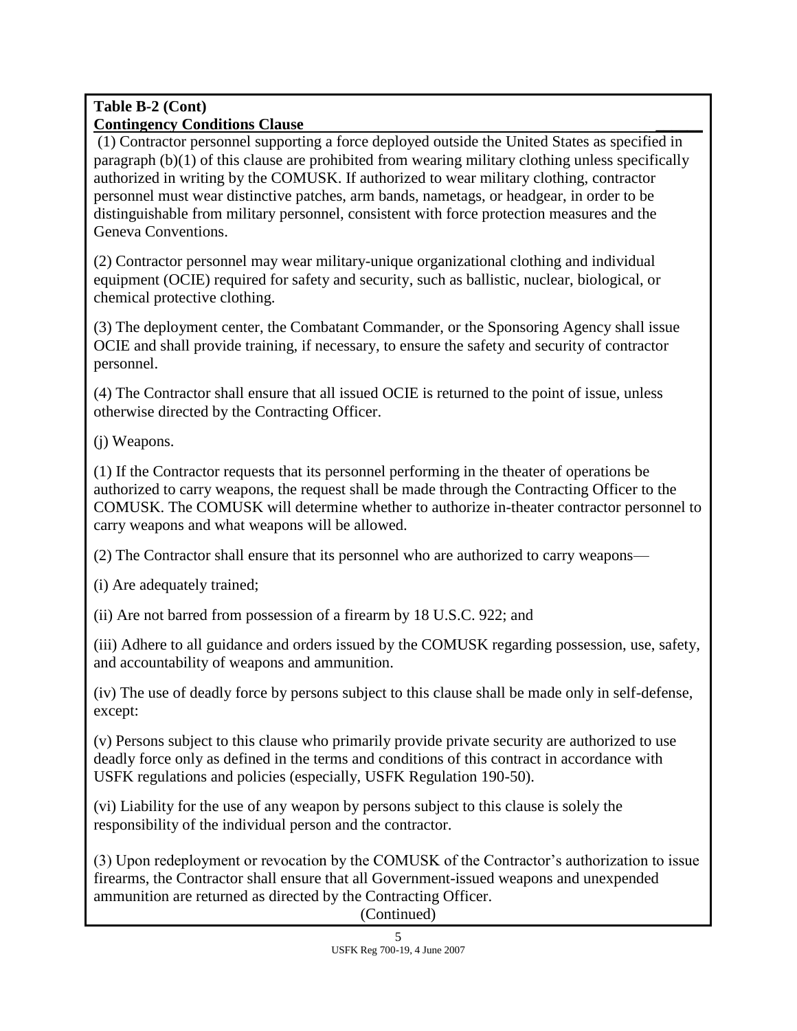**Table B-2 (Cont)**
**Contingency Conditions Clause**

(1) Contractor personnel supporting a force deployed outside the United States as specified in paragraph (b)(1) of this clause are prohibited from wearing military clothing unless specifically authorized in writing by the COMUSK. If authorized to wear military clothing, contractor personnel must wear distinctive patches, arm bands, nametags, or headgear, in order to be distinguishable from military personnel, consistent with force protection measures and the Geneva Conventions.

(2) Contractor personnel may wear military-unique organizational clothing and individual equipment (OCIE) required for safety and security, such as ballistic, nuclear, biological, or chemical protective clothing.

(3) The deployment center, the Combatant Commander, or the Sponsoring Agency shall issue OCIE and shall provide training, if necessary, to ensure the safety and security of contractor personnel.

(4) The Contractor shall ensure that all issued OCIE is returned to the point of issue, unless otherwise directed by the Contracting Officer.

(j) Weapons.

(1) If the Contractor requests that its personnel performing in the theater of operations be authorized to carry weapons, the request shall be made through the Contracting Officer to the COMUSK. The COMUSK will determine whether to authorize in-theater contractor personnel to carry weapons and what weapons will be allowed.

(2) The Contractor shall ensure that its personnel who are authorized to carry weapons—

(i) Are adequately trained;

(ii) Are not barred from possession of a firearm by 18 U.S.C. 922; and

(iii) Adhere to all guidance and orders issued by the COMUSK regarding possession, use, safety, and accountability of weapons and ammunition.

(iv) The use of deadly force by persons subject to this clause shall be made only in self-defense, except:

(v) Persons subject to this clause who primarily provide private security are authorized to use deadly force only as defined in the terms and conditions of this contract in accordance with USFK regulations and policies (especially, USFK Regulation 190-50).

(vi) Liability for the use of any weapon by persons subject to this clause is solely the responsibility of the individual person and the contractor.

(3) Upon redeployment or revocation by the COMUSK of the Contractor's authorization to issue firearms, the Contractor shall ensure that all Government-issued weapons and unexpended ammunition are returned as directed by the Contracting Officer.

(Continued)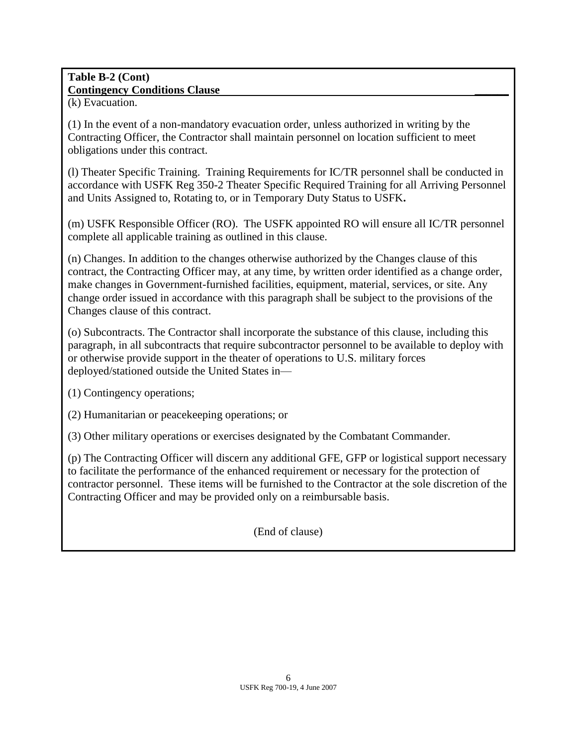**Table B-2 (Cont)**
**Contingency Conditions Clause**

(k) Evacuation.

(1) In the event of a non-mandatory evacuation order, unless authorized in writing by the Contracting Officer, the Contractor shall maintain personnel on location sufficient to meet obligations under this contract.

(l) Theater Specific Training. Training Requirements for IC/TR personnel shall be conducted in accordance with USFK Reg 350-2 Theater Specific Required Training for all Arriving Personnel and Units Assigned to, Rotating to, or in Temporary Duty Status to USFK**.**

(m) USFK Responsible Officer (RO). The USFK appointed RO will ensure all IC/TR personnel complete all applicable training as outlined in this clause.

(n) Changes. In addition to the changes otherwise authorized by the Changes clause of this contract, the Contracting Officer may, at any time, by written order identified as a change order, make changes in Government-furnished facilities, equipment, material, services, or site. Any change order issued in accordance with this paragraph shall be subject to the provisions of the Changes clause of this contract.

(o) Subcontracts. The Contractor shall incorporate the substance of this clause, including this paragraph, in all subcontracts that require subcontractor personnel to be available to deploy with or otherwise provide support in the theater of operations to U.S. military forces deployed/stationed outside the United States in—

(1) Contingency operations;

(2) Humanitarian or peacekeeping operations; or

(3) Other military operations or exercises designated by the Combatant Commander.

(p) The Contracting Officer will discern any additional GFE, GFP or logistical support necessary to facilitate the performance of the enhanced requirement or necessary for the protection of contractor personnel. These items will be furnished to the Contractor at the sole discretion of the Contracting Officer and may be provided only on a reimbursable basis.

(End of clause)